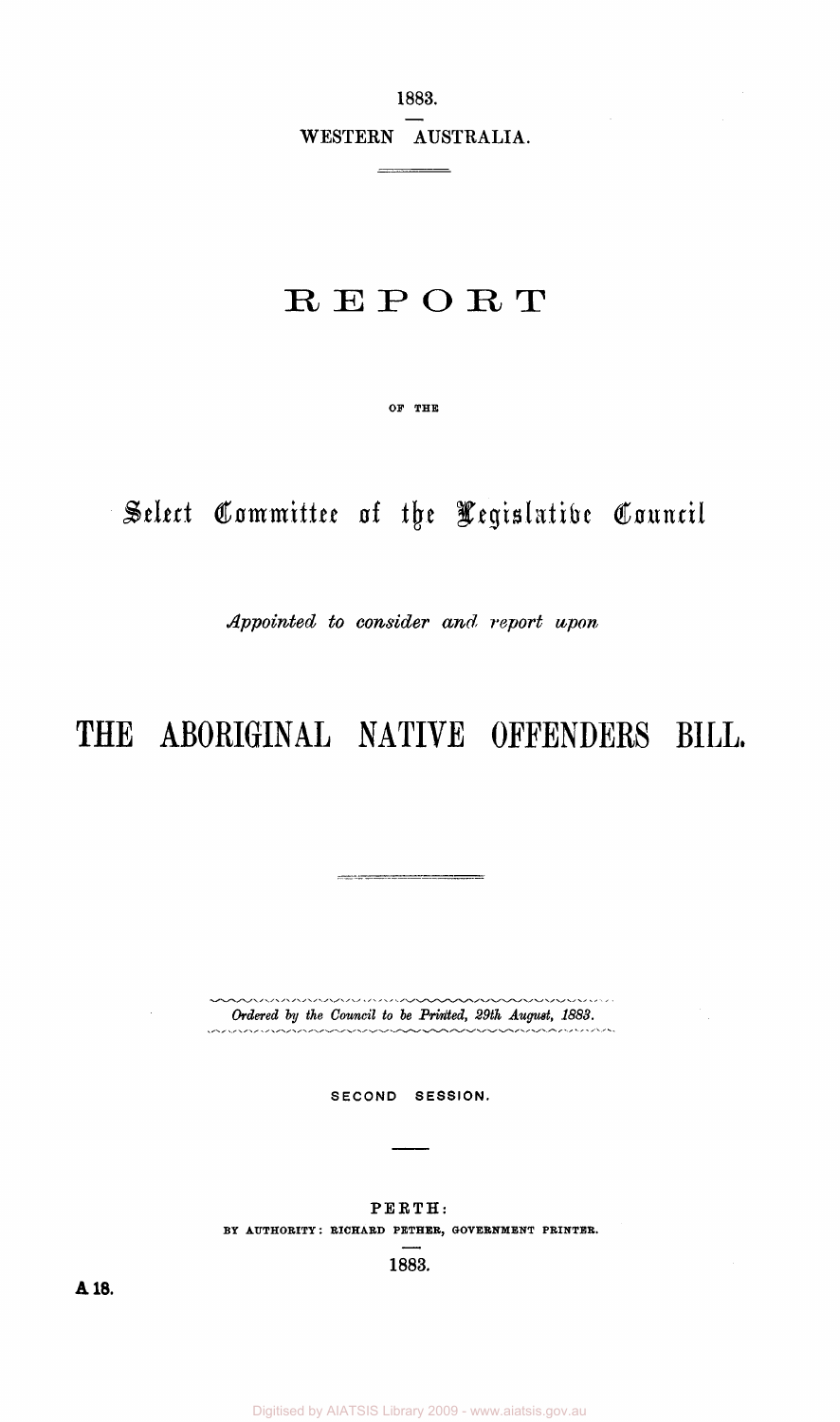1883.

WESTERN AUSTRALIA.

# REPORT

OF THE

## Select Committee of the Legislative Council

*Appointed to consider and report upon*

# THE ABORIGINAL NATIVE OFFENDERS BILL.

*Ordered by the Council to be Printed, 29th August, 1883.*

SECOND SESSION.

PERTH:
BY AUTHORITY: RICHARD PETHER, GOVERNMENT PRINTER.

1883.

A 18.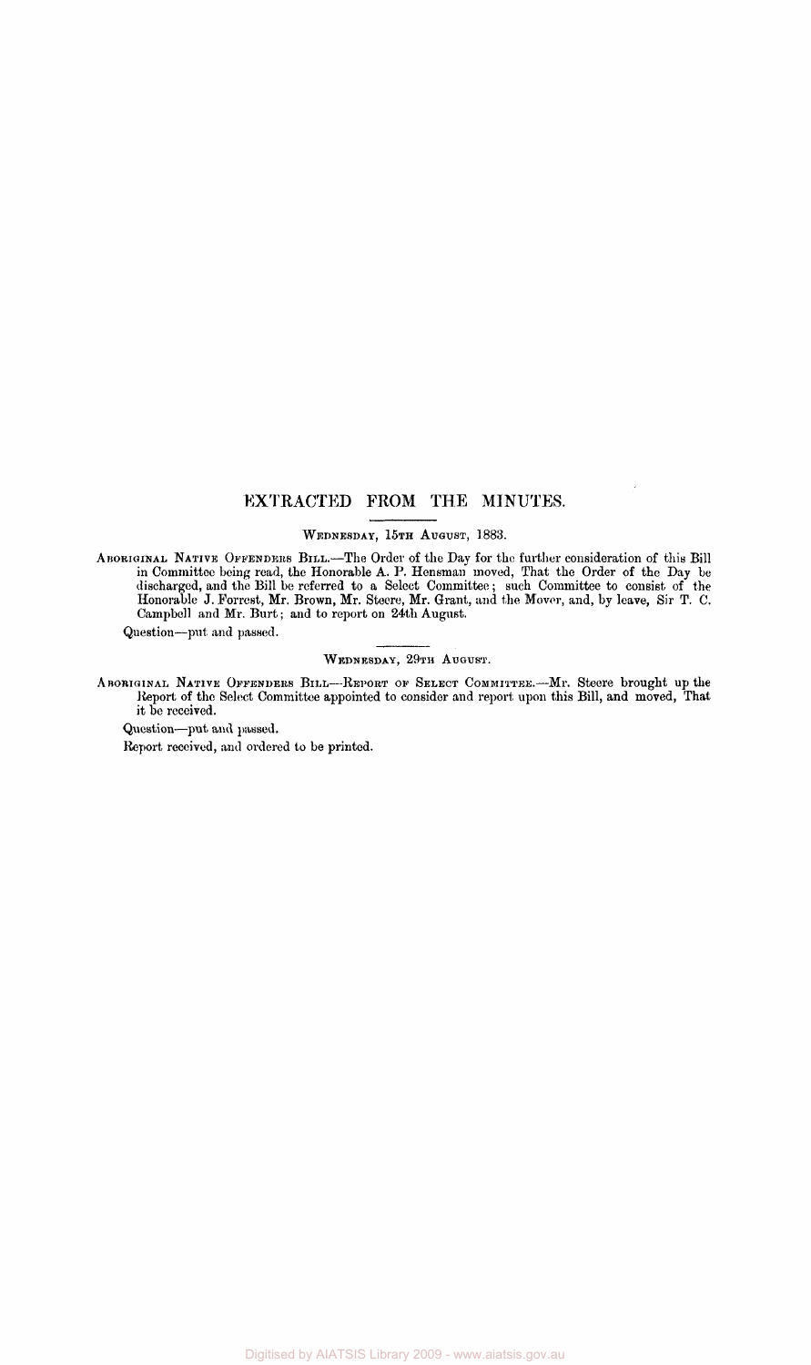# EXTRACTED FROM THE MINUTES.

WEDNESDAY, 15TH AUGUST, 1883.

ABORIGINAL NATIVE OFFENDERS BILL.—The Order of the Day for the further consideration of this Bill in Committee being read, the Honorable A. P. Hensman moved, That the Order of the Day be discharged, and the Bill be referred to a Select Committee; such Committee to consist of the Honorable J. Forrest, Mr. Brown, Mr. Steere, Mr. Grant, and the Mover, and, by leave, Sir T. C. Campbell and Mr. Burt; and to report on 24th August.

Question—put and passed.

WEDNESDAY, 29TH AUGUST.

ABORIGINAL NATIVE OFFENDERS BILL—REPORT OF SELECT COMMITTEE.—Mr. Steere brought up the Report of the Select Committee appointed to consider and report upon this Bill, and moved, That it be received.

Question—put and passed.

Report received, and ordered to be printed.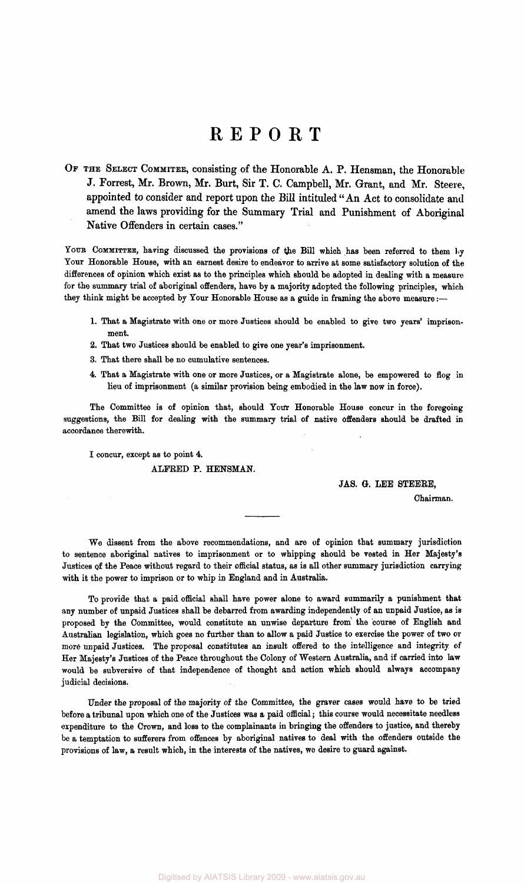# REPORT

OF THE SELECT COMMITEE, consisting of the Honorable A. P. Hensman, the Honorable J. Forrest, Mr. Brown, Mr. Burt, Sir T. C. Campbell, Mr. Grant, and Mr. Steere, appointed to consider and report upon the Bill intituled "An Act to consolidate and amend the laws providing for the Summary Trial and Punishment of Aboriginal Native Offenders in certain cases."

YOUR COMMITTEE, having discussed the provisions of the Bill which has been referred to them by Your Honorable House, with an earnest desire to endeavor to arrive at some satisfactory solution of the differences of opinion which exist as to the principles which should be adopted in dealing with a measure for the summary trial of aboriginal offenders, have by a majority adopted the following principles, which they think might be accepted by Your Honorable House as a guide in framing the above measure:—

1. That a Magistrate with one or more Justices should be enabled to give two years' imprisonment.
2. That two Justices should be enabled to give one year's imprisonment.
3. That there shall be no cumulative sentences.
4. That a Magistrate with one or more Justices, or a Magistrate alone, be empowered to flog in lieu of imprisonment (a similar provision being embodied in the law now in force).

The Committee is of opinion that, should Your Honorable House concur in the foregoing suggestions, the Bill for dealing with the summary trial of native offenders should be drafted in accordance therewith.

I concur, except as to point 4.

ALFRED P. HENSMAN.

JAS. G. LEE STEERE,
Chairman.

---

We dissent from the above recommendations, and are of opinion that summary jurisdiction to sentence aboriginal natives to imprisonment or to whipping should be vested in Her Majesty's Justices of the Peace without regard to their official status, as is all other summary jurisdiction carrying with it the power to imprison or to whip in England and in Australia.

To provide that a paid official shall have power alone to award summarily a punishment that any number of unpaid Justices shall be debarred from awarding independently of an unpaid Justice, as is proposed by the Committee, would constitute an unwise departure from the course of English and Australian legislation, which goes no further than to allow a paid Justice to exercise the power of two or more unpaid Justices. The proposal constitutes an insult offered to the intelligence and integrity of Her Majesty's Justices of the Peace throughout the Colony of Western Australia, and if carried into law would be subversive of that independence of thought and action which should always accompany judicial decisions.

Under the proposal of the majority of the Committee, the graver cases would have to be tried before a tribunal upon which one of the Justices was a paid official; this course would necessitate needless expenditure to the Crown, and loss to the complainants in bringing the offenders to justice, and thereby be a temptation to sufferers from offences by aboriginal natives to deal with the offenders outside the provisions of law, a result which, in the interests of the natives, we desire to guard against.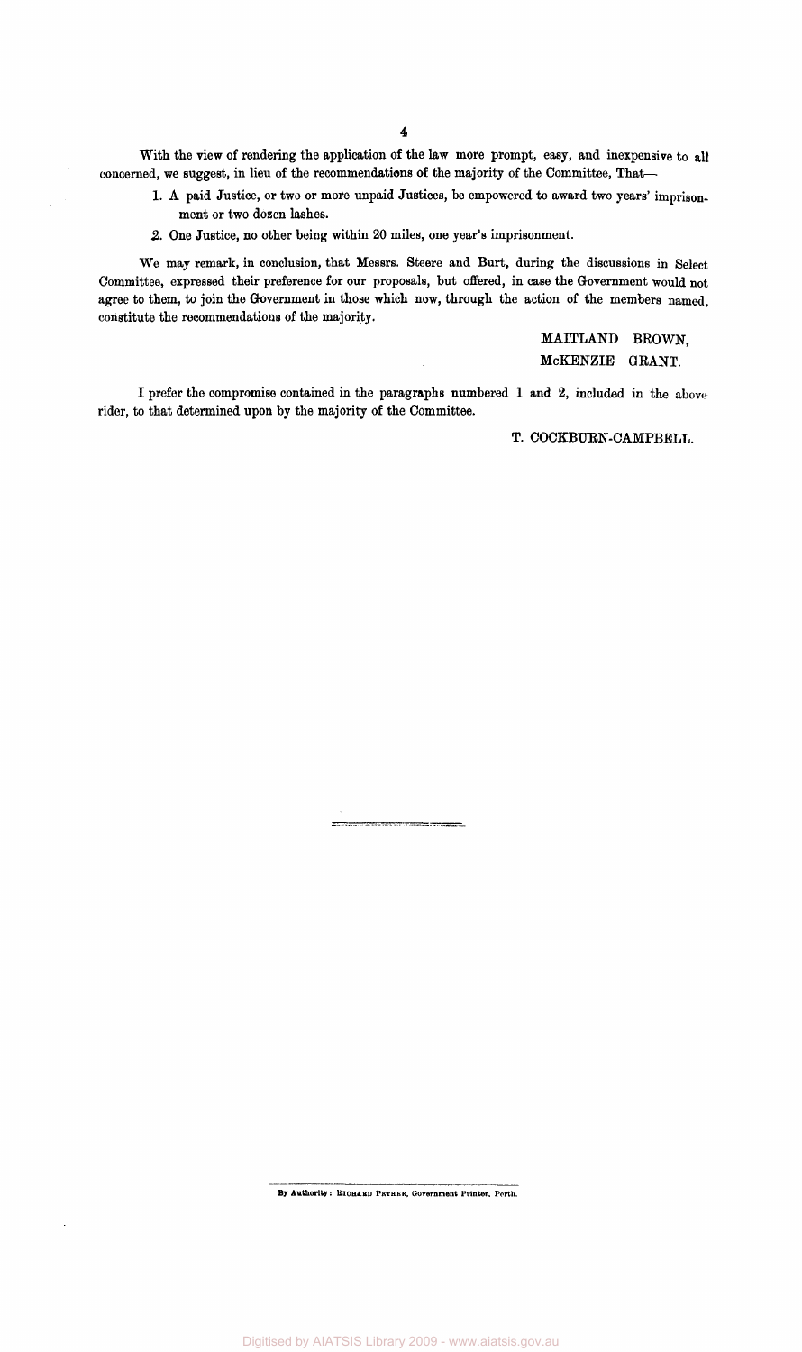With the view of rendering the application of the law more prompt, easy, and inexpensive to all concerned, we suggest, in lieu of the recommendations of the majority of the Committee, That—

1. A paid Justice, or two or more unpaid Justices, be empowered to award two years' imprisonment or two dozen lashes.
2. One Justice, no other being within 20 miles, one year's imprisonment.

We may remark, in conclusion, that Messrs. Steere and Burt, during the discussions in Select Committee, expressed their preference for our proposals, but offered, in case the Government would not agree to them, to join the Government in those which now, through the action of the members named, constitute the recommendations of the majority.

MAITLAND BROWN,
McKENZIE GRANT.

I prefer the compromise contained in the paragraphs numbered 1 and 2, included in the above rider, to that determined upon by the majority of the Committee.

T. COCKBURN-CAMPBELL.

---

By Authority: RICHARD PETHER, Government Printer, Perth.